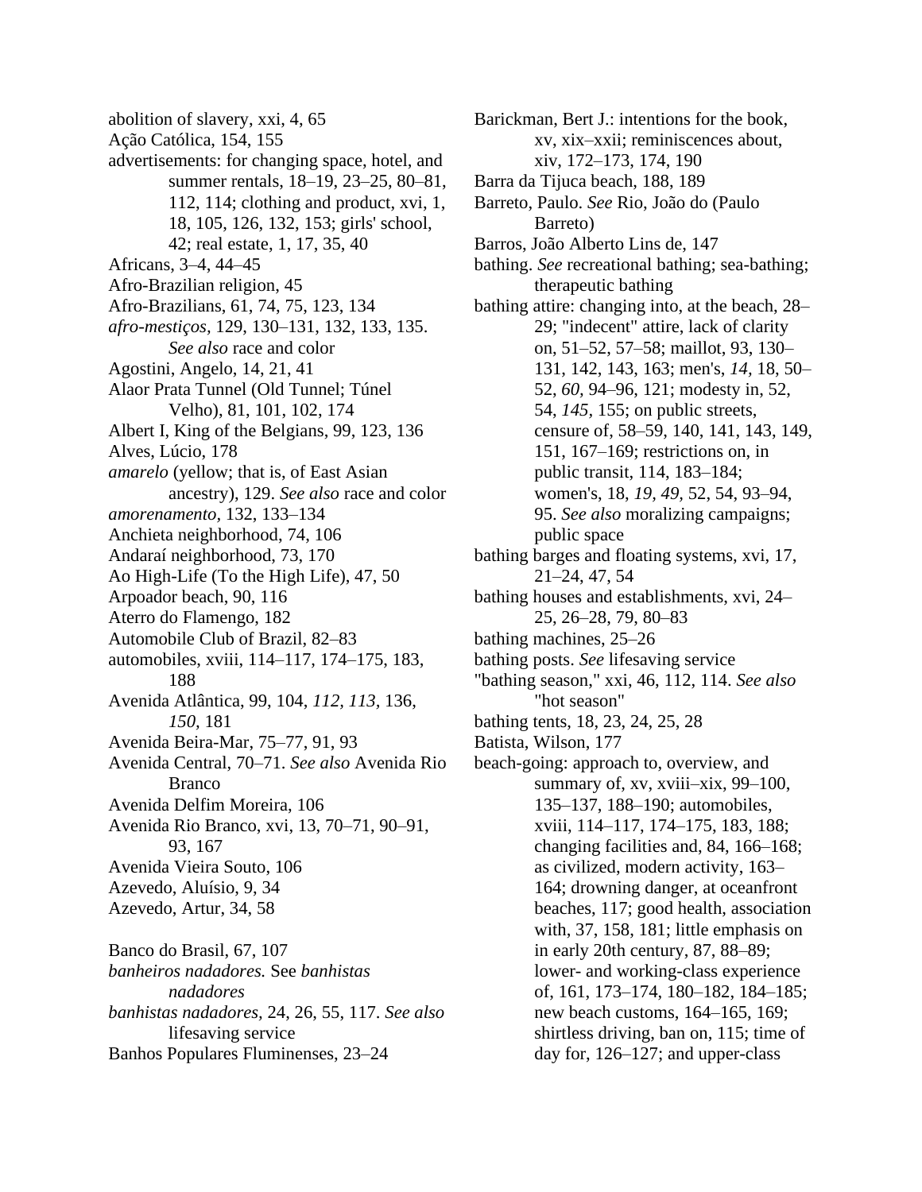abolition of slavery, xxi, 4, 65
Ação Católica, 154, 155
advertisements: for changing space, hotel, and summer rentals, 18–19, 23–25, 80–81, 112, 114; clothing and product, xvi, 1, 18, 105, 126, 132, 153; girls' school, 42; real estate, 1, 17, 35, 40
Africans, 3–4, 44–45
Afro-Brazilian religion, 45
Afro-Brazilians, 61, 74, 75, 123, 134
*afro-mestiços*, 129, 130–131, 132, 133, 135. *See also* race and color
Agostini, Angelo, 14, 21, 41
Alaor Prata Tunnel (Old Tunnel; Túnel Velho), 81, 101, 102, 174
Albert I, King of the Belgians, 99, 123, 136
Alves, Lúcio, 178
*amarelo* (yellow; that is, of East Asian ancestry), 129. *See also* race and color
*amorenamento*, 132, 133–134
Anchieta neighborhood, 74, 106
Andaraí neighborhood, 73, 170
Ao High-Life (To the High Life), 47, 50
Arpoador beach, 90, 116
Aterro do Flamengo, 182
Automobile Club of Brazil, 82–83
automobiles, xviii, 114–117, 174–175, 183, 188
Avenida Atlântica, 99, 104, *112, 113,* 136, *150,* 181
Avenida Beira-Mar, 75–77, 91, 93
Avenida Central, 70–71. *See also* Avenida Rio Branco
Avenida Delfim Moreira, 106
Avenida Rio Branco, xvi, 13, 70–71, 90–91, 93, 167
Avenida Vieira Souto, 106
Azevedo, Aluísio, 9, 34
Azevedo, Artur, 34, 58

Banco do Brasil, 67, 107
*banheiros nadadores.* See *banhistas nadadores*
*banhistas nadadores*, 24, 26, 55, 117. *See also* lifesaving service
Banhos Populares Fluminenses, 23–24
Barickman, Bert J.: intentions for the book, xv, xix–xxii; reminiscences about, xiv, 172–173, 174, 190
Barra da Tijuca beach, 188, 189
Barreto, Paulo. *See* Rio, João do (Paulo Barreto)
Barros, João Alberto Lins de, 147
bathing. *See* recreational bathing; sea-bathing; therapeutic bathing
bathing attire: changing into, at the beach, 28–29; "indecent" attire, lack of clarity on, 51–52, 57–58; maillot, 93, 130–131, 142, 143, 163; men's, *14,* 18, 50–52, *60,* 94–96, 121; modesty in, 52, 54, *145,* 155; on public streets, censure of, 58–59, 140, 141, 143, 149, 151, 167–169; restrictions on, in public transit, 114, 183–184; women's, 18, *19, 49,* 52, 54, 93–94, 95. *See also* moralizing campaigns; public space
bathing barges and floating systems, xvi, 17, 21–24, 47, 54
bathing houses and establishments, xvi, 24–25, 26–28, 79, 80–83
bathing machines, 25–26
bathing posts. *See* lifesaving service
"bathing season," xxi, 46, 112, 114. *See also* "hot season"
bathing tents, 18, 23, 24, 25, 28
Batista, Wilson, 177
beach-going: approach to, overview, and summary of, xv, xviii–xix, 99–100, 135–137, 188–190; automobiles, xviii, 114–117, 174–175, 183, 188; changing facilities and, 84, 166–168; as civilized, modern activity, 163–164; drowning danger, at oceanfront beaches, 117; good health, association with, 37, 158, 181; little emphasis on in early 20th century, 87, 88–89; lower- and working-class experience of, 161, 173–174, 180–182, 184–185; new beach customs, 164–165, 169; shirtless driving, ban on, 115; time of day for, 126–127; and upper-class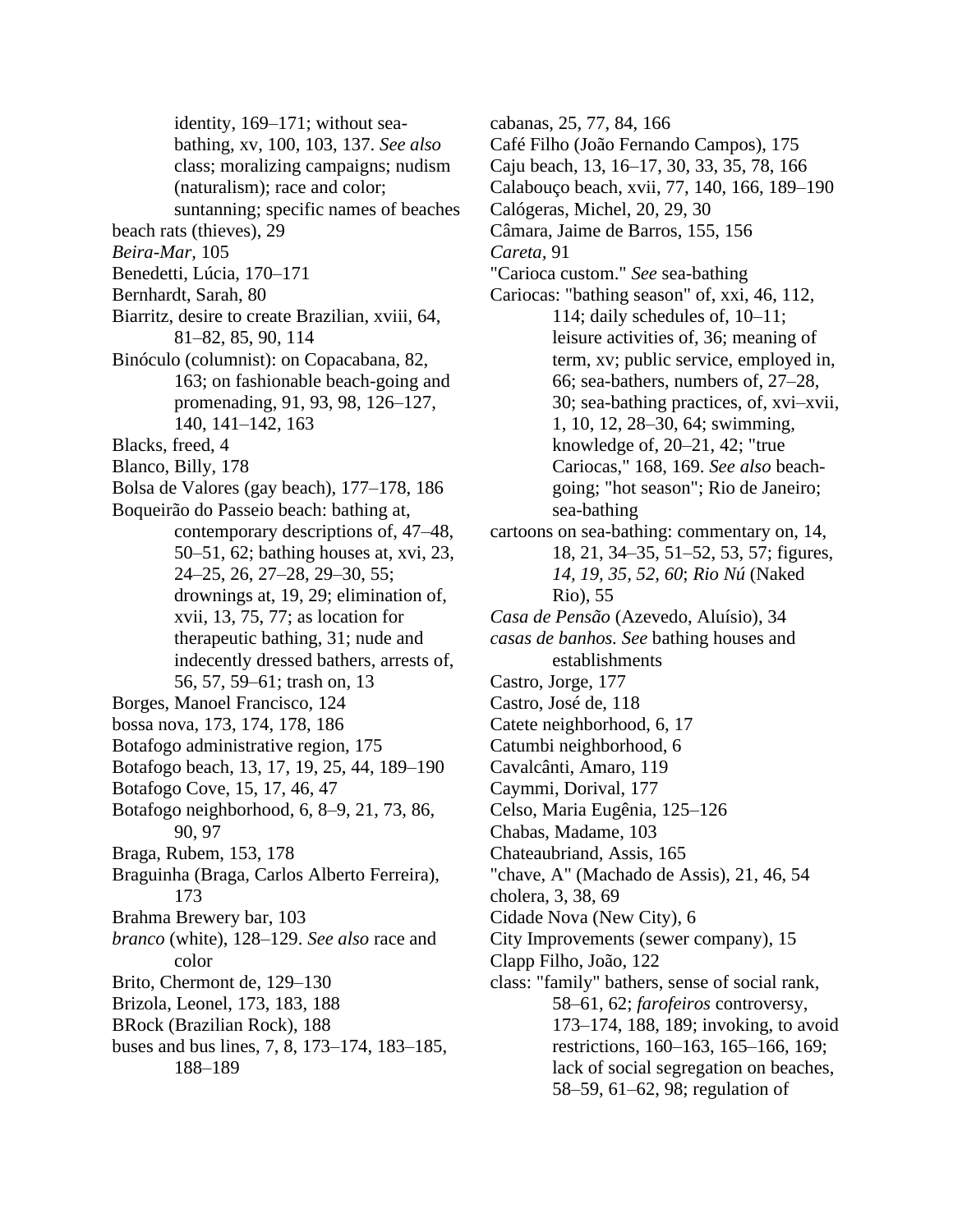identity, 169–171; without sea-bathing, xv, 100, 103, 137. *See also* class; moralizing campaigns; nudism (naturalism); race and color; suntanning; specific names of beaches

beach rats (thieves), 29

*Beira-Mar,* 105

Benedetti, Lúcia, 170–171

Bernhardt, Sarah, 80

Biarritz, desire to create Brazilian, xviii, 64, 81–82, 85, 90, 114

Binóculo (columnist): on Copacabana, 82, 163; on fashionable beach-going and promenading, 91, 93, 98, 126–127, 140, 141–142, 163

Blacks, freed, 4

Blanco, Billy, 178

Bolsa de Valores (gay beach), 177–178, 186

Boqueirão do Passeio beach: bathing at, contemporary descriptions of, 47–48, 50–51, 62; bathing houses at, xvi, 23, 24–25, 26, 27–28, 29–30, 55; drownings at, 19, 29; elimination of, xvii, 13, 75, 77; as location for therapeutic bathing, 31; nude and indecently dressed bathers, arrests of, 56, 57, 59–61; trash on, 13

Borges, Manoel Francisco, 124

bossa nova, 173, 174, 178, 186

Botafogo administrative region, 175

Botafogo beach, 13, 17, 19, 25, 44, 189–190

Botafogo Cove, 15, 17, 46, 47

Botafogo neighborhood, 6, 8–9, 21, 73, 86, 90, 97

Braga, Rubem, 153, 178

Braguinha (Braga, Carlos Alberto Ferreira), 173

Brahma Brewery bar, 103

*branco* (white), 128–129. *See also* race and color

Brito, Chermont de, 129–130

Brizola, Leonel, 173, 183, 188

BRock (Brazilian Rock), 188

buses and bus lines, 7, 8, 173–174, 183–185, 188–189

cabanas, 25, 77, 84, 166

Café Filho (João Fernando Campos), 175

Caju beach, 13, 16–17, 30, 33, 35, 78, 166

Calabouço beach, xvii, 77, 140, 166, 189–190

Calógeras, Michel, 20, 29, 30

Câmara, Jaime de Barros, 155, 156

*Careta,* 91

"Carioca custom." *See* sea-bathing

Cariocas: "bathing season" of, xxi, 46, 112, 114; daily schedules of, 10–11; leisure activities of, 36; meaning of term, xv; public service, employed in, 66; sea-bathers, numbers of, 27–28, 30; sea-bathing practices, of, xvi–xvii, 1, 10, 12, 28–30, 64; swimming, knowledge of, 20–21, 42; "true Cariocas," 168, 169. *See also* beach-going; "hot season"; Rio de Janeiro; sea-bathing

cartoons on sea-bathing: commentary on, 14, 18, 21, 34–35, 51–52, 53, 57; figures, *14, 19, 35, 52, 60*; *Rio Nú* (Naked Rio), 55

*Casa de Pensão* (Azevedo, Aluísio), 34

*casas de banhos.* *See* bathing houses and establishments

Castro, Jorge, 177

Castro, José de, 118

Catete neighborhood, 6, 17

Catumbi neighborhood, 6

Cavalcânti, Amaro, 119

Caymmi, Dorival, 177

Celso, Maria Eugênia, 125–126

Chabas, Madame, 103

Chateaubriand, Assis, 165

"chave, A" (Machado de Assis), 21, 46, 54

cholera, 3, 38, 69

Cidade Nova (New City), 6

City Improvements (sewer company), 15

Clapp Filho, João, 122

class: "family" bathers, sense of social rank, 58–61, 62; *farofeiros* controversy, 173–174, 188, 189; invoking, to avoid restrictions, 160–163, 165–166, 169; lack of social segregation on beaches, 58–59, 61–62, 98; regulation of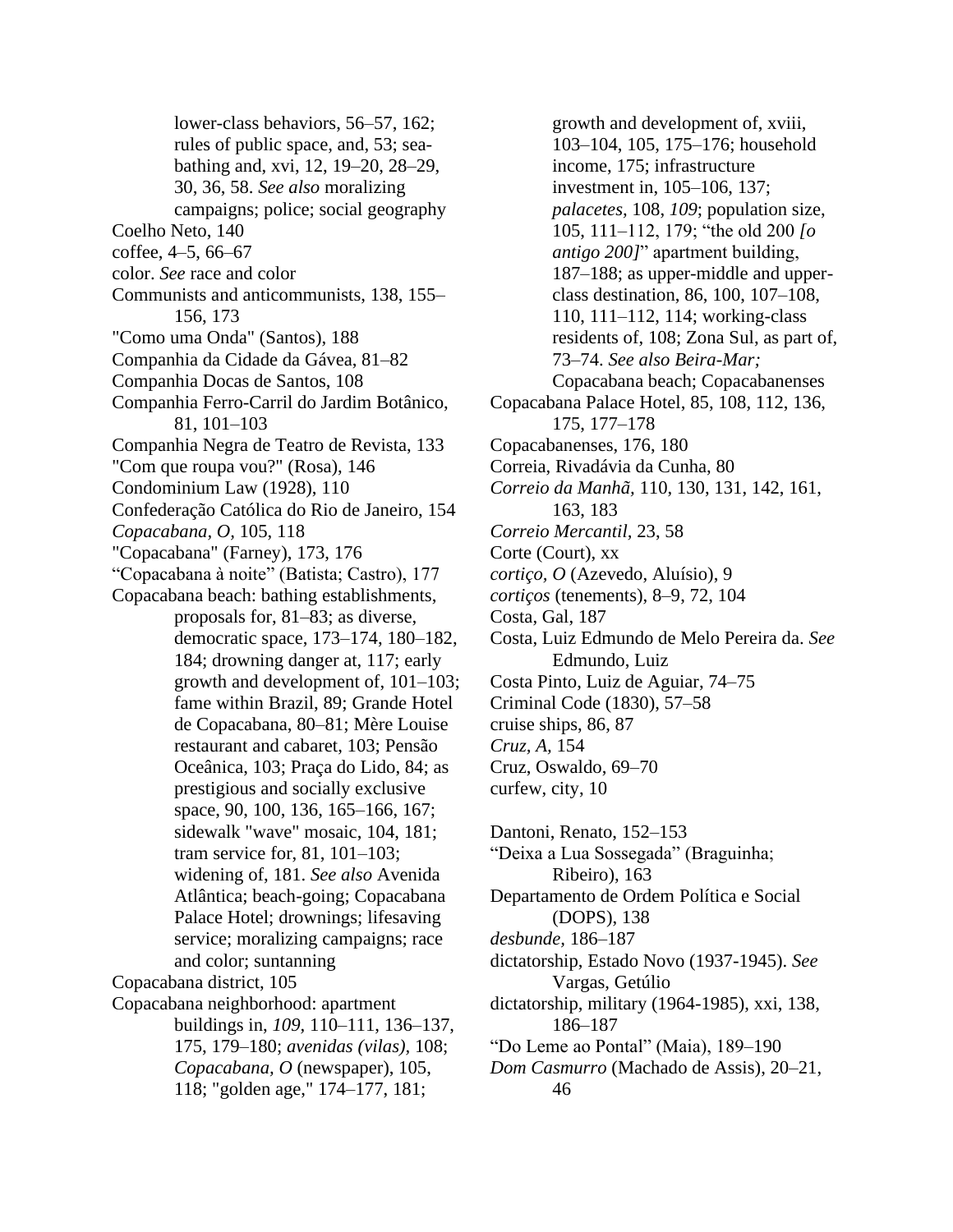lower-class behaviors, 56–57, 162; rules of public space, and, 53; sea-bathing and, xvi, 12, 19–20, 28–29, 30, 36, 58. *See also* moralizing campaigns; police; social geography

Coelho Neto, 140

coffee, 4–5, 66–67

color. *See* race and color

Communists and anticommunists, 138, 155–156, 173

"Como uma Onda" (Santos), 188

Companhia da Cidade da Gávea, 81–82

Companhia Docas de Santos, 108

Companhia Ferro-Carril do Jardim Botânico, 81, 101–103

Companhia Negra de Teatro de Revista, 133

"Com que roupa vou?" (Rosa), 146

Condominium Law (1928), 110

Confederação Católica do Rio de Janeiro, 154

*Copacabana, O*, 105, 118

"Copacabana" (Farney), 173, 176

"Copacabana à noite" (Batista; Castro), 177

Copacabana beach: bathing establishments, proposals for, 81–83; as diverse, democratic space, 173–174, 180–182, 184; drowning danger at, 117; early growth and development of, 101–103; fame within Brazil, 89; Grande Hotel de Copacabana, 80–81; Mère Louise restaurant and cabaret, 103; Pensão Oceânica, 103; Praça do Lido, 84; as prestigious and socially exclusive space, 90, 100, 136, 165–166, 167; sidewalk "wave" mosaic, 104, 181; tram service for, 81, 101–103; widening of, 181. *See also* Avenida Atlântica; beach-going; Copacabana Palace Hotel; drownings; lifesaving service; moralizing campaigns; race and color; suntanning

Copacabana district, 105

Copacabana neighborhood: apartment buildings in, *109*, 110–111, 136–137, 175, 179–180; *avenidas (vilas)*, 108; *Copacabana, O* (newspaper), 105, 118; "golden age," 174–177, 181; growth and development of, xviii, 103–104, 105, 175–176; household income, 175; infrastructure investment in, 105–106, 137; *palacetes*, 108, *109*; population size, 105, 111–112, 179; "the old 200 *[o antigo 200]*" apartment building, 187–188; as upper-middle and upper-class destination, 86, 100, 107–108, 110, 111–112, 114; working-class residents of, 108; Zona Sul, as part of, 73–74. *See also Beira-Mar;* Copacabana beach; Copacabanenses

Copacabana Palace Hotel, 85, 108, 112, 136, 175, 177–178

Copacabanenses, 176, 180

Correia, Rivadávia da Cunha, 80

*Correio da Manhã*, 110, 130, 131, 142, 161, 163, 183

*Correio Mercantil*, 23, 58

Corte (Court), xx

*cortiço, O* (Azevedo, Aluísio), 9

*cortiços* (tenements), 8–9, 72, 104

Costa, Gal, 187

Costa, Luiz Edmundo de Melo Pereira da. *See* Edmundo, Luiz

Costa Pinto, Luiz de Aguiar, 74–75

Criminal Code (1830), 57–58

cruise ships, 86, 87

*Cruz, A*, 154

Cruz, Oswaldo, 69–70

curfew, city, 10

Dantoni, Renato, 152–153

"Deixa a Lua Sossegada" (Braguinha; Ribeiro), 163

Departamento de Ordem Política e Social (DOPS), 138

*desbunde*, 186–187

dictatorship, Estado Novo (1937-1945). *See* Vargas, Getúlio

dictatorship, military (1964-1985), xxi, 138, 186–187

"Do Leme ao Pontal" (Maia), 189–190

*Dom Casmurro* (Machado de Assis), 20–21, 46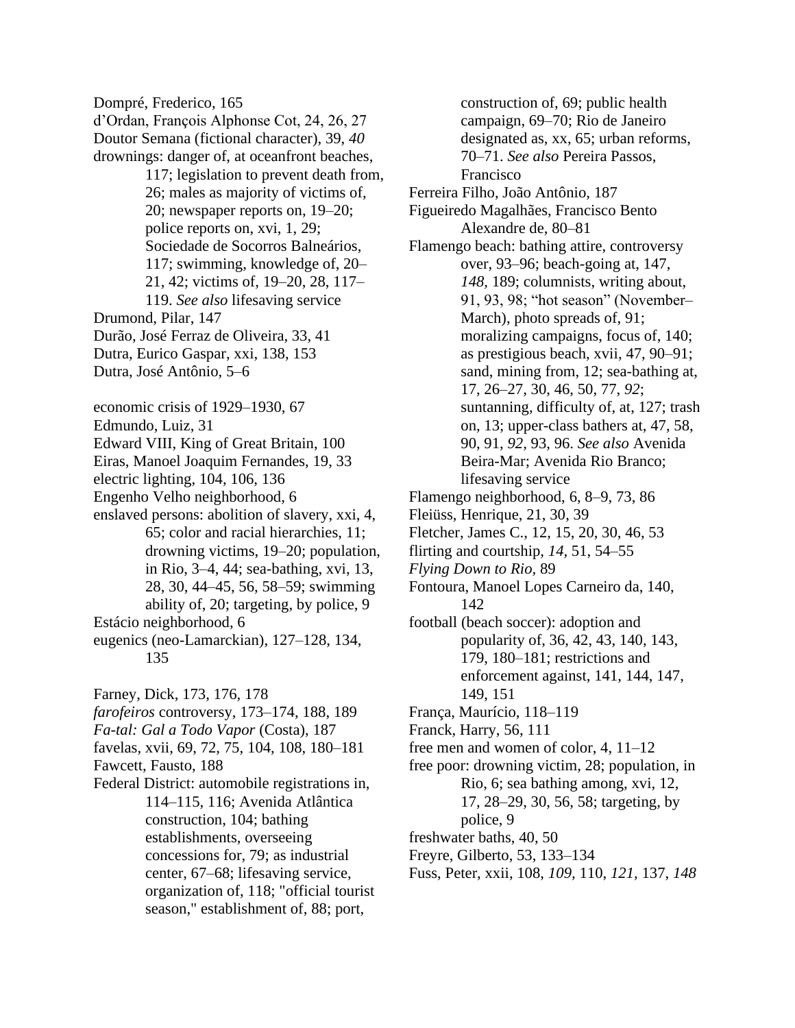Dompré, Frederico, 165
d'Ordan, François Alphonse Cot, 24, 26, 27
Doutor Semana (fictional character), 39, *40*
drownings: danger of, at oceanfront beaches, 117; legislation to prevent death from, 26; males as majority of victims of, 20; newspaper reports on, 19–20; police reports on, xvi, 1, 29; Sociedade de Socorros Balneários, 117; swimming, knowledge of, 20–21, 42; victims of, 19–20, 28, 117–119. *See also* lifesaving service
Drumond, Pilar, 147
Durão, José Ferraz de Oliveira, 33, 41
Dutra, Eurico Gaspar, xxi, 138, 153
Dutra, José Antônio, 5–6

economic crisis of 1929–1930, 67
Edmundo, Luiz, 31
Edward VIII, King of Great Britain, 100
Eiras, Manoel Joaquim Fernandes, 19, 33
electric lighting, 104, 106, 136
Engenho Velho neighborhood, 6
enslaved persons: abolition of slavery, xxi, 4, 65; color and racial hierarchies, 11; drowning victims, 19–20; population, in Rio, 3–4, 44; sea-bathing, xvi, 13, 28, 30, 44–45, 56, 58–59; swimming ability of, 20; targeting, by police, 9
Estácio neighborhood, 6
eugenics (neo-Lamarckian), 127–128, 134, 135

Farney, Dick, 173, 176, 178
*farofeiros* controversy, 173–174, 188, 189
*Fa-tal: Gal a Todo Vapor* (Costa), 187
favelas, xvii, 69, 72, 75, 104, 108, 180–181
Fawcett, Fausto, 188
Federal District: automobile registrations in, 114–115, 116; Avenida Atlântica construction, 104; bathing establishments, overseeing concessions for, 79; as industrial center, 67–68; lifesaving service, organization of, 118; "official tourist season," establishment of, 88; port, construction of, 69; public health campaign, 69–70; Rio de Janeiro designated as, xx, 65; urban reforms, 70–71. *See also* Pereira Passos, Francisco
Ferreira Filho, João Antônio, 187
Figueiredo Magalhães, Francisco Bento Alexandre de, 80–81
Flamengo beach: bathing attire, controversy over, 93–96; beach-going at, 147, *148*, 189; columnists, writing about, 91, 93, 98; "hot season" (November–March), photo spreads of, 91; moralizing campaigns, focus of, 140; as prestigious beach, xvii, 47, 90–91; sand, mining from, 12; sea-bathing at, 17, 26–27, 30, 46, 50, 77, *92*; suntanning, difficulty of, at, 127; trash on, 13; upper-class bathers at, 47, 58, 90, 91, *92*, 93, 96. *See also* Avenida Beira-Mar; Avenida Rio Branco; lifesaving service
Flamengo neighborhood, 6, 8–9, 73, 86
Fleiüss, Henrique, 21, 30, 39
Fletcher, James C., 12, 15, 20, 30, 46, 53
flirting and courtship, *14*, 51, 54–55
*Flying Down to Rio*, 89
Fontoura, Manoel Lopes Carneiro da, 140, 142
football (beach soccer): adoption and popularity of, 36, 42, 43, 140, 143, 179, 180–181; restrictions and enforcement against, 141, 144, 147, 149, 151
França, Maurício, 118–119
Franck, Harry, 56, 111
free men and women of color, 4, 11–12
free poor: drowning victim, 28; population, in Rio, 6; sea bathing among, xvi, 12, 17, 28–29, 30, 56, 58; targeting, by police, 9
freshwater baths, 40, 50
Freyre, Gilberto, 53, 133–134
Fuss, Peter, xxii, 108, *109*, 110, *121*, 137, *148*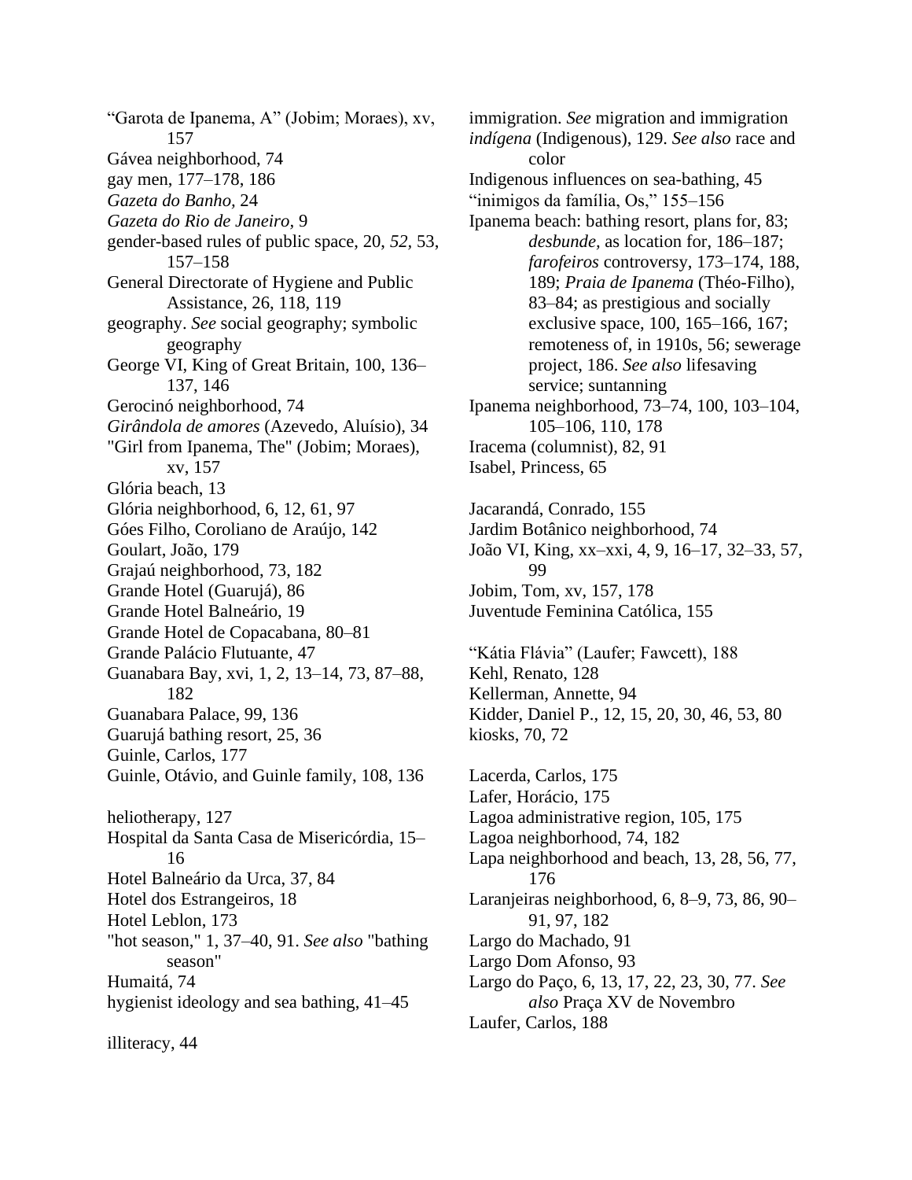“Garota de Ipanema, A” (Jobim; Moraes), xv, 157
Gávea neighborhood, 74
gay men, 177–178, 186
*Gazeta do Banho*, 24
*Gazeta do Rio de Janeiro*, 9
gender-based rules of public space, 20, *52*, 53, 157–158
General Directorate of Hygiene and Public Assistance, 26, 118, 119
geography. *See* social geography; symbolic geography
George VI, King of Great Britain, 100, 136–137, 146
Gerocinó neighborhood, 74
*Girândola de amores* (Azevedo, Aluísio), 34
"Girl from Ipanema, The" (Jobim; Moraes), xv, 157
Glória beach, 13
Glória neighborhood, 6, 12, 61, 97
Góes Filho, Coroliano de Araújo, 142
Goulart, João, 179
Grajaú neighborhood, 73, 182
Grande Hotel (Guarujá), 86
Grande Hotel Balneário, 19
Grande Hotel de Copacabana, 80–81
Grande Palácio Flutuante, 47
Guanabara Bay, xvi, 1, 2, 13–14, 73, 87–88, 182
Guanabara Palace, 99, 136
Guarujá bathing resort, 25, 36
Guinle, Carlos, 177
Guinle, Otávio, and Guinle family, 108, 136

heliotherapy, 127
Hospital da Santa Casa de Misericórdia, 15–16
Hotel Balneário da Urca, 37, 84
Hotel dos Estrangeiros, 18
Hotel Leblon, 173
"hot season," 1, 37–40, 91. *See also* "bathing season"
Humaitá, 74
hygienist ideology and sea bathing, 41–45

illiteracy, 44
immigration. *See* migration and immigration
*indígena* (Indigenous), 129. *See also* race and color
Indigenous influences on sea-bathing, 45
“inimigos da família, Os,” 155–156
Ipanema beach: bathing resort, plans for, 83; *desbunde*, as location for, 186–187; *farofeiros* controversy, 173–174, 188, 189; *Praia de Ipanema* (Théo-Filho), 83–84; as prestigious and socially exclusive space, 100, 165–166, 167; remoteness of, in 1910s, 56; sewerage project, 186. *See also* lifesaving service; suntanning
Ipanema neighborhood, 73–74, 100, 103–104, 105–106, 110, 178
Iracema (columnist), 82, 91
Isabel, Princess, 65

Jacarandá, Conrado, 155
Jardim Botânico neighborhood, 74
João VI, King, xx–xxi, 4, 9, 16–17, 32–33, 57, 99
Jobim, Tom, xv, 157, 178
Juventude Feminina Católica, 155

“Kátia Flávia” (Laufer; Fawcett), 188
Kehl, Renato, 128
Kellerman, Annette, 94
Kidder, Daniel P., 12, 15, 20, 30, 46, 53, 80
kiosks, 70, 72

Lacerda, Carlos, 175
Lafer, Horácio, 175
Lagoa administrative region, 105, 175
Lagoa neighborhood, 74, 182
Lapa neighborhood and beach, 13, 28, 56, 77, 176
Laranjeiras neighborhood, 6, 8–9, 73, 86, 90–91, 97, 182
Largo do Machado, 91
Largo Dom Afonso, 93
Largo do Paço, 6, 13, 17, 22, 23, 30, 77. *See also* Praça XV de Novembro
Laufer, Carlos, 188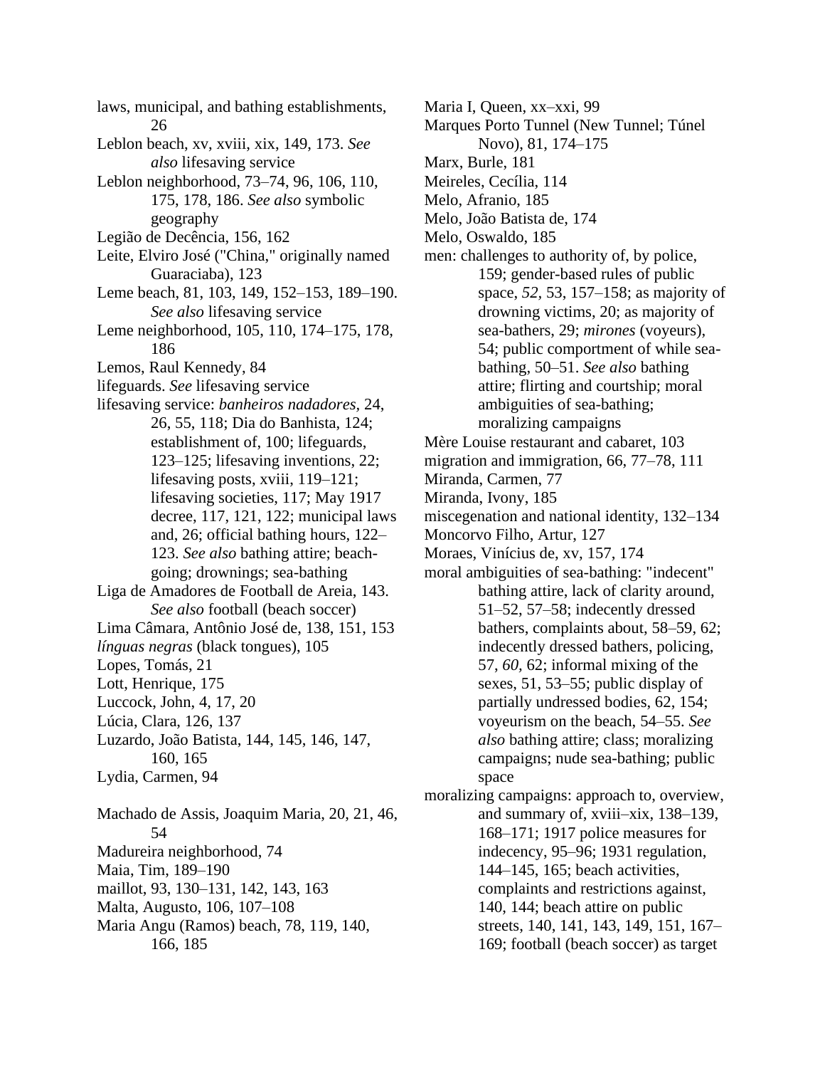laws, municipal, and bathing establishments, 26

Leblon beach, xv, xviii, xix, 149, 173. *See also* lifesaving service

Leblon neighborhood, 73–74, 96, 106, 110, 175, 178, 186. *See also* symbolic geography

Legião de Decência, 156, 162

Leite, Elviro José ("China," originally named Guaraciaba), 123

Leme beach, 81, 103, 149, 152–153, 189–190. *See also* lifesaving service

Leme neighborhood, 105, 110, 174–175, 178, 186

Lemos, Raul Kennedy, 84

lifeguards. *See* lifesaving service

lifesaving service: *banheiros nadadores*, 24, 26, 55, 118; Dia do Banhista, 124; establishment of, 100; lifeguards, 123–125; lifesaving inventions, 22; lifesaving posts, xviii, 119–121; lifesaving societies, 117; May 1917 decree, 117, 121, 122; municipal laws and, 26; official bathing hours, 122–123. *See also* bathing attire; beach-going; drownings; sea-bathing

Liga de Amadores de Football de Areia, 143. *See also* football (beach soccer)

Lima Câmara, Antônio José de, 138, 151, 153

*línguas negras* (black tongues), 105

Lopes, Tomás, 21

Lott, Henrique, 175

Luccock, John, 4, 17, 20

Lúcia, Clara, 126, 137

Luzardo, João Batista, 144, 145, 146, 147, 160, 165

Lydia, Carmen, 94

Machado de Assis, Joaquim Maria, 20, 21, 46, 54

Madureira neighborhood, 74

Maia, Tim, 189–190

maillot, 93, 130–131, 142, 143, 163

Malta, Augusto, 106, 107–108

Maria Angu (Ramos) beach, 78, 119, 140, 166, 185

Maria I, Queen, xx–xxi, 99

Marques Porto Tunnel (New Tunnel; Túnel Novo), 81, 174–175

Marx, Burle, 181

Meireles, Cecília, 114

Melo, Afranio, 185

Melo, João Batista de, 174

Melo, Oswaldo, 185

men: challenges to authority of, by police, 159; gender-based rules of public space, *52*, 53, 157–158; as majority of drowning victims, 20; as majority of sea-bathers, 29; *mirones* (voyeurs), 54; public comportment of while sea-bathing, 50–51. *See also* bathing attire; flirting and courtship; moral ambiguities of sea-bathing; moralizing campaigns

Mère Louise restaurant and cabaret, 103

migration and immigration, 66, 77–78, 111

Miranda, Carmen, 77

Miranda, Ivony, 185

miscegenation and national identity, 132–134

Moncorvo Filho, Artur, 127

Moraes, Vinícius de, xv, 157, 174

moral ambiguities of sea-bathing: "indecent" bathing attire, lack of clarity around, 51–52, 57–58; indecently dressed bathers, complaints about, 58–59, 62; indecently dressed bathers, policing, 57, *60*, 62; informal mixing of the sexes, 51, 53–55; public display of partially undressed bodies, 62, 154; voyeurism on the beach, 54–55. *See also* bathing attire; class; moralizing campaigns; nude sea-bathing; public space

moralizing campaigns: approach to, overview, and summary of, xviii–xix, 138–139, 168–171; 1917 police measures for indecency, 95–96; 1931 regulation, 144–145, 165; beach activities, complaints and restrictions against, 140, 144; beach attire on public streets, 140, 141, 143, 149, 151, 167–169; football (beach soccer) as target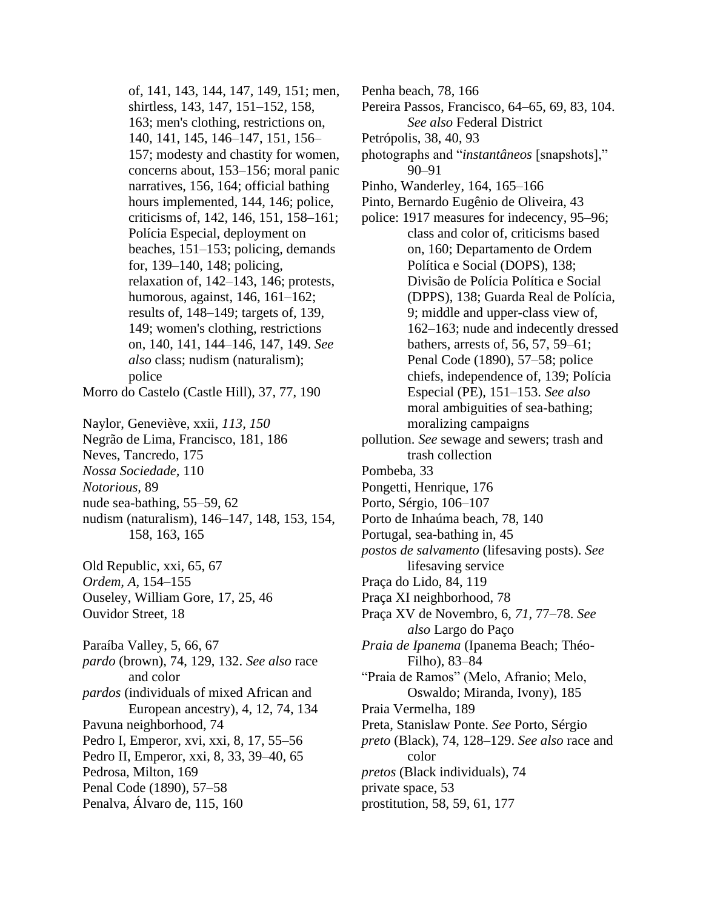of, 141, 143, 144, 147, 149, 151; men, shirtless, 143, 147, 151–152, 158, 163; men's clothing, restrictions on, 140, 141, 145, 146–147, 151, 156–157; modesty and chastity for women, concerns about, 153–156; moral panic narratives, 156, 164; official bathing hours implemented, 144, 146; police, criticisms of, 142, 146, 151, 158–161; Polícia Especial, deployment on beaches, 151–153; policing, demands for, 139–140, 148; policing, relaxation of, 142–143, 146; protests, humorous, against, 146, 161–162; results of, 148–149; targets of, 139, 149; women's clothing, restrictions on, 140, 141, 144–146, 147, 149. *See also* class; nudism (naturalism); police

Morro do Castelo (Castle Hill), 37, 77, 190

Naylor, Geneviève, xxii, *113, 150*
Negrão de Lima, Francisco, 181, 186
Neves, Tancredo, 175
*Nossa Sociedade*, 110
*Notorious*, 89
nude sea-bathing, 55–59, 62
nudism (naturalism), 146–147, 148, 153, 154, 158, 163, 165

Old Republic, xxi, 65, 67
*Ordem, A*, 154–155
Ouseley, William Gore, 17, 25, 46
Ouvidor Street, 18

Paraíba Valley, 5, 66, 67
*pardo* (brown), 74, 129, 132. *See also* race and color
*pardos* (individuals of mixed African and European ancestry), 4, 12, 74, 134
Pavuna neighborhood, 74
Pedro I, Emperor, xvi, xxi, 8, 17, 55–56
Pedro II, Emperor, xxi, 8, 33, 39–40, 65
Pedrosa, Milton, 169
Penal Code (1890), 57–58
Penalva, Álvaro de, 115, 160
Penha beach, 78, 166
Pereira Passos, Francisco, 64–65, 69, 83, 104. *See also* Federal District
Petrópolis, 38, 40, 93
photographs and "*instantâneos* [snapshots]," 90–91
Pinho, Wanderley, 164, 165–166
Pinto, Bernardo Eugênio de Oliveira, 43
police: 1917 measures for indecency, 95–96; class and color of, criticisms based on, 160; Departamento de Ordem Política e Social (DOPS), 138; Divisão de Polícia Política e Social (DPPS), 138; Guarda Real de Polícia, 9; middle and upper-class view of, 162–163; nude and indecently dressed bathers, arrests of, 56, 57, 59–61; Penal Code (1890), 57–58; police chiefs, independence of, 139; Polícia Especial (PE), 151–153. *See also* moral ambiguities of sea-bathing; moralizing campaigns
pollution. *See* sewage and sewers; trash and trash collection
Pombeba, 33
Pongetti, Henrique, 176
Porto, Sérgio, 106–107
Porto de Inhaúma beach, 78, 140
Portugal, sea-bathing in, 45
*postos de salvamento* (lifesaving posts). *See* lifesaving service
Praça do Lido, 84, 119
Praça XI neighborhood, 78
Praça XV de Novembro, 6, *71*, 77–78. *See also* Largo do Paço
*Praia de Ipanema* (Ipanema Beach; Théo-Filho), 83–84
"Praia de Ramos" (Melo, Afranio; Melo, Oswaldo; Miranda, Ivony), 185
Praia Vermelha, 189
Preta, Stanislaw Ponte. *See* Porto, Sérgio
*preto* (Black), 74, 128–129. *See also* race and color
*pretos* (Black individuals), 74
private space, 53
prostitution, 58, 59, 61, 177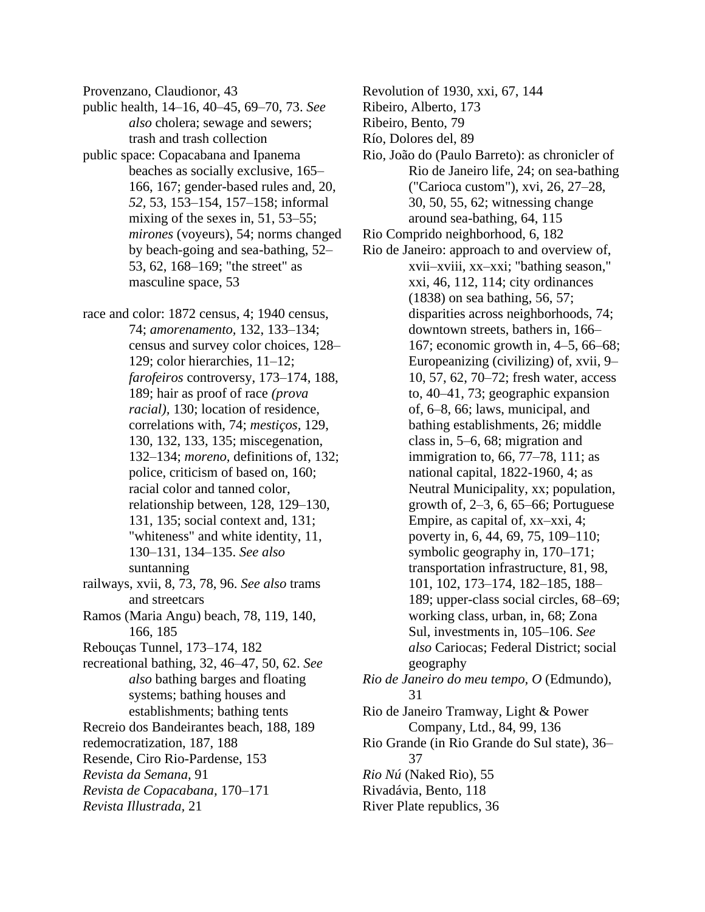Provenzano, Claudionor, 43

public health, 14–16, 40–45, 69–70, 73. *See also* cholera; sewage and sewers; trash and trash collection

public space: Copacabana and Ipanema beaches as socially exclusive, 165–166, 167; gender-based rules and, 20, *52*, 53, 153–154, 157–158; informal mixing of the sexes in, 51, 53–55; *mirones* (voyeurs), 54; norms changed by beach-going and sea-bathing, 52–53, 62, 168–169; "the street" as masculine space, 53

race and color: 1872 census, 4; 1940 census, 74; *amorenamento,* 132, 133–134; census and survey color choices, 128–129; color hierarchies, 11–12; *farofeiros* controversy, 173–174, 188, 189; hair as proof of race *(prova racial),* 130; location of residence, correlations with, 74; *mestiços,* 129, 130, 132, 133, 135; miscegenation, 132–134; *moreno,* definitions of, 132; police, criticism of based on, 160; racial color and tanned color, relationship between, 128, 129–130, 131, 135; social context and, 131; "whiteness" and white identity, 11, 130–131, 134–135. *See also* suntanning

railways, xvii, 8, 73, 78, 96. *See also* trams and streetcars

Ramos (Maria Angu) beach, 78, 119, 140, 166, 185

Rebouças Tunnel, 173–174, 182

recreational bathing, 32, 46–47, 50, 62. *See also* bathing barges and floating systems; bathing houses and establishments; bathing tents

Recreio dos Bandeirantes beach, 188, 189

redemocratization, 187, 188

Resende, Ciro Rio-Pardense, 153

*Revista da Semana,* 91

*Revista de Copacabana,* 170–171

*Revista Illustrada,* 21

Revolution of 1930, xxi, 67, 144

Ribeiro, Alberto, 173

Ribeiro, Bento, 79

Río, Dolores del, 89

Rio, João do (Paulo Barreto): as chronicler of Rio de Janeiro life, 24; on sea-bathing ("Carioca custom"), xvi, 26, 27–28, 30, 50, 55, 62; witnessing change around sea-bathing, 64, 115

Rio Comprido neighborhood, 6, 182

Rio de Janeiro: approach to and overview of, xvii–xviii, xx–xxi; "bathing season," xxi, 46, 112, 114; city ordinances (1838) on sea bathing, 56, 57; disparities across neighborhoods, 74; downtown streets, bathers in, 166–167; economic growth in, 4–5, 66–68; Europeanizing (civilizing) of, xvii, 9–10, 57, 62, 70–72; fresh water, access to, 40–41, 73; geographic expansion of, 6–8, 66; laws, municipal, and bathing establishments, 26; middle class in, 5–6, 68; migration and immigration to, 66, 77–78, 111; as national capital, 1822-1960, 4; as Neutral Municipality, xx; population, growth of, 2–3, 6, 65–66; Portuguese Empire, as capital of, xx–xxi, 4; poverty in, 6, 44, 69, 75, 109–110; symbolic geography in, 170–171; transportation infrastructure, 81, 98, 101, 102, 173–174, 182–185, 188–189; upper-class social circles, 68–69; working class, urban, in, 68; Zona Sul, investments in, 105–106. *See also* Cariocas; Federal District; social geography

*Rio de Janeiro do meu tempo, O* (Edmundo), 31

Rio de Janeiro Tramway, Light & Power Company, Ltd., 84, 99, 136

Rio Grande (in Rio Grande do Sul state), 36–37

*Rio Nú* (Naked Rio), 55

Rivadávia, Bento, 118

River Plate republics, 36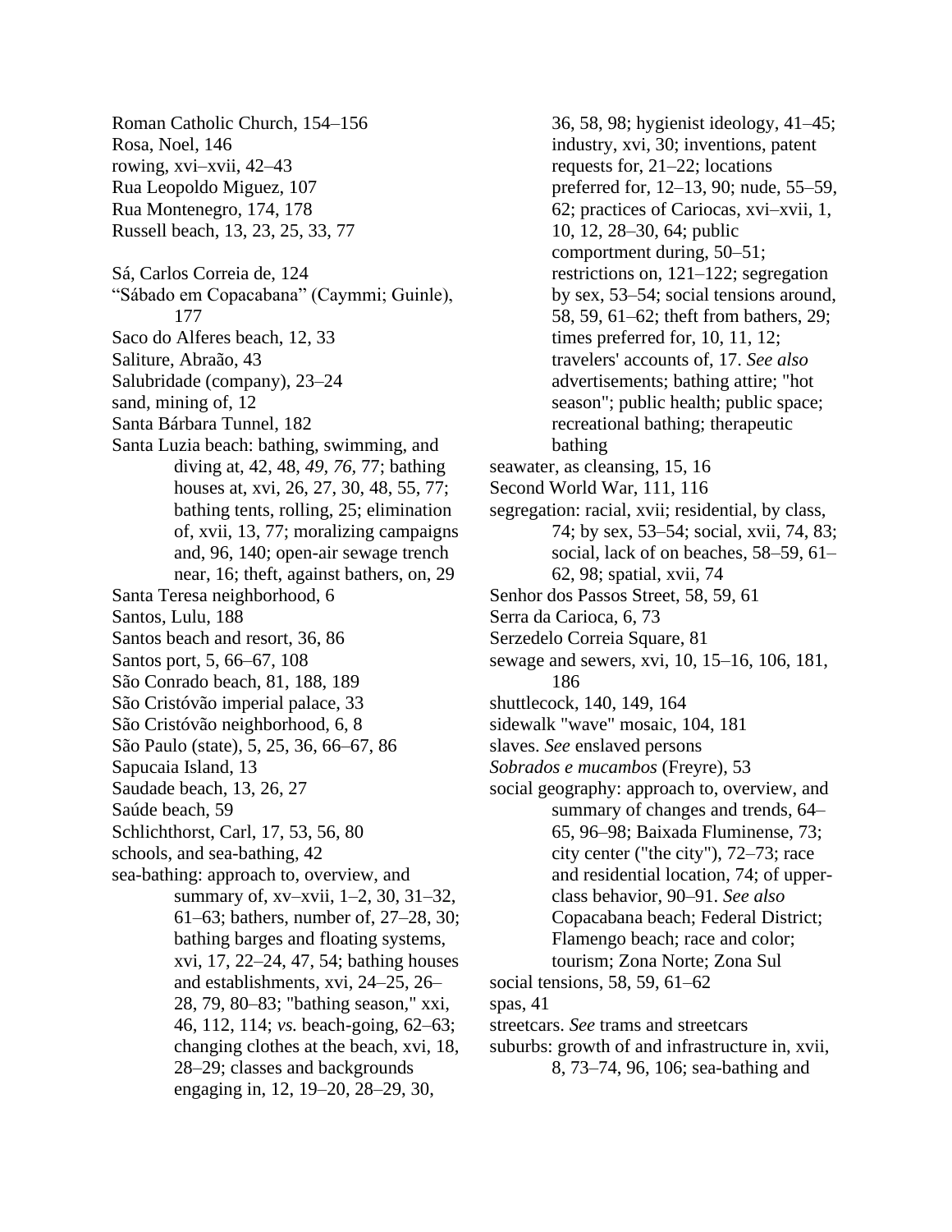Roman Catholic Church, 154–156
Rosa, Noel, 146
rowing, xvi–xvii, 42–43
Rua Leopoldo Miguez, 107
Rua Montenegro, 174, 178
Russell beach, 13, 23, 25, 33, 77

Sá, Carlos Correia de, 124
"Sábado em Copacabana" (Caymmi; Guinle), 177
Saco do Alferes beach, 12, 33
Saliture, Abraão, 43
Salubridade (company), 23–24
sand, mining of, 12
Santa Bárbara Tunnel, 182
Santa Luzia beach: bathing, swimming, and diving at, 42, 48, *49*, *76*, 77; bathing houses at, xvi, 26, 27, 30, 48, 55, 77; bathing tents, rolling, 25; elimination of, xvii, 13, 77; moralizing campaigns and, 96, 140; open-air sewage trench near, 16; theft, against bathers, on, 29
Santa Teresa neighborhood, 6
Santos, Lulu, 188
Santos beach and resort, 36, 86
Santos port, 5, 66–67, 108
São Conrado beach, 81, 188, 189
São Cristóvão imperial palace, 33
São Cristóvão neighborhood, 6, 8
São Paulo (state), 5, 25, 36, 66–67, 86
Sapucaia Island, 13
Saudade beach, 13, 26, 27
Saúde beach, 59
Schlichthorst, Carl, 17, 53, 56, 80
schools, and sea-bathing, 42
sea-bathing: approach to, overview, and summary of, xv–xvii, 1–2, 30, 31–32, 61–63; bathers, number of, 27–28, 30; bathing barges and floating systems, xvi, 17, 22–24, 47, 54; bathing houses and establishments, xvi, 24–25, 26–28, 79, 80–83; "bathing season," xxi, 46, 112, 114; *vs.* beach-going, 62–63; changing clothes at the beach, xvi, 18, 28–29; classes and backgrounds engaging in, 12, 19–20, 28–29, 30, 36, 58, 98; hygienist ideology, 41–45; industry, xvi, 30; inventions, patent requests for, 21–22; locations preferred for, 12–13, 90; nude, 55–59, 62; practices of Cariocas, xvi–xvii, 1, 10, 12, 28–30, 64; public comportment during, 50–51; restrictions on, 121–122; segregation by sex, 53–54; social tensions around, 58, 59, 61–62; theft from bathers, 29; times preferred for, 10, 11, 12; travelers' accounts of, 17. *See also* advertisements; bathing attire; "hot season"; public health; public space; recreational bathing; therapeutic bathing
seawater, as cleansing, 15, 16
Second World War, 111, 116
segregation: racial, xvii; residential, by class, 74; by sex, 53–54; social, xvii, 74, 83; social, lack of on beaches, 58–59, 61–62, 98; spatial, xvii, 74
Senhor dos Passos Street, 58, 59, 61
Serra da Carioca, 6, 73
Serzedelo Correia Square, 81
sewage and sewers, xvi, 10, 15–16, 106, 181, 186
shuttlecock, 140, 149, 164
sidewalk "wave" mosaic, 104, 181
slaves. *See* enslaved persons
*Sobrados e mucambos* (Freyre), 53
social geography: approach to, overview, and summary of changes and trends, 64–65, 96–98; Baixada Fluminense, 73; city center ("the city"), 72–73; race and residential location, 74; of upper-class behavior, 90–91. *See also* Copacabana beach; Federal District; Flamengo beach; race and color; tourism; Zona Norte; Zona Sul
social tensions, 58, 59, 61–62
spas, 41
streetcars. *See* trams and streetcars
suburbs: growth of and infrastructure in, xvii, 8, 73–74, 96, 106; sea-bathing and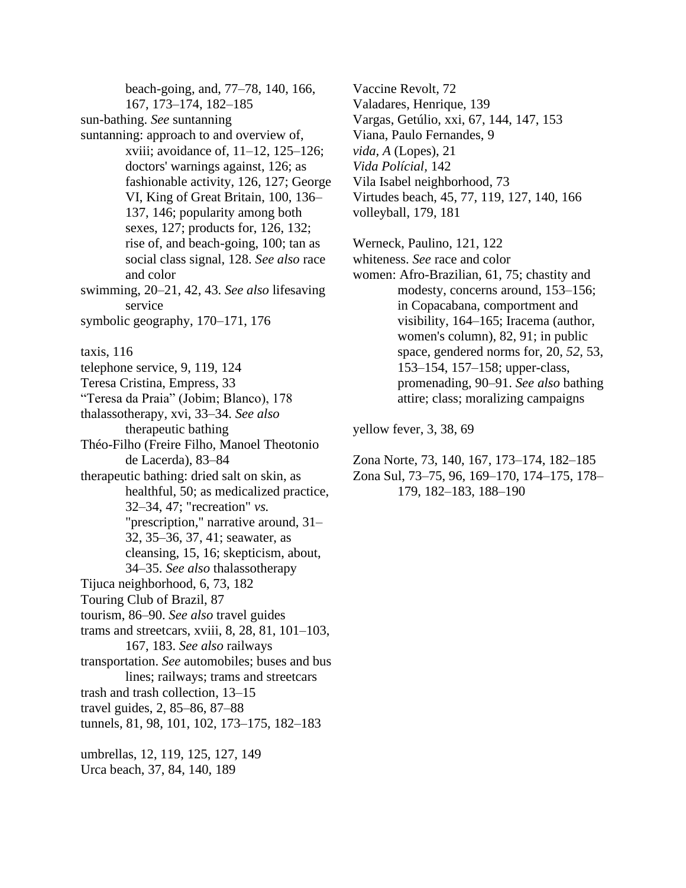beach-going, and, 77–78, 140, 166, 167, 173–174, 182–185

sun-bathing. *See* suntanning

suntanning: approach to and overview of, xviii; avoidance of, 11–12, 125–126; doctors' warnings against, 126; as fashionable activity, 126, 127; George VI, King of Great Britain, 100, 136–137, 146; popularity among both sexes, 127; products for, 126, 132; rise of, and beach-going, 100; tan as social class signal, 128. *See also* race and color

swimming, 20–21, 42, 43. *See also* lifesaving service

symbolic geography, 170–171, 176

taxis, 116

telephone service, 9, 119, 124

Teresa Cristina, Empress, 33

"Teresa da Praia" (Jobim; Blanco), 178

thalassotherapy, xvi, 33–34. *See also* therapeutic bathing

Théo-Filho (Freire Filho, Manoel Theotonio de Lacerda), 83–84

therapeutic bathing: dried salt on skin, as healthful, 50; as medicalized practice, 32–34, 47; "recreation" *vs.* "prescription," narrative around, 31–32, 35–36, 37, 41; seawater, as cleansing, 15, 16; skepticism, about, 34–35. *See also* thalassotherapy

Tijuca neighborhood, 6, 73, 182

Touring Club of Brazil, 87

tourism, 86–90. *See also* travel guides

trams and streetcars, xviii, 8, 28, 81, 101–103, 167, 183. *See also* railways

transportation. *See* automobiles; buses and bus lines; railways; trams and streetcars

trash and trash collection, 13–15

travel guides, 2, 85–86, 87–88

tunnels, 81, 98, 101, 102, 173–175, 182–183

umbrellas, 12, 119, 125, 127, 149

Urca beach, 37, 84, 140, 189

Vaccine Revolt, 72

Valadares, Henrique, 139

Vargas, Getúlio, xxi, 67, 144, 147, 153

Viana, Paulo Fernandes, 9

*vida, A* (Lopes), 21

*Vida Polícial*, 142

Vila Isabel neighborhood, 73

Virtudes beach, 45, 77, 119, 127, 140, 166

volleyball, 179, 181

Werneck, Paulino, 121, 122

whiteness. *See* race and color

women: Afro-Brazilian, 61, 75; chastity and modesty, concerns around, 153–156; in Copacabana, comportment and visibility, 164–165; Iracema (author, women's column), 82, 91; in public space, gendered norms for, 20, *52*, 53, 153–154, 157–158; upper-class, promenading, 90–91. *See also* bathing attire; class; moralizing campaigns

yellow fever, 3, 38, 69

Zona Norte, 73, 140, 167, 173–174, 182–185

Zona Sul, 73–75, 96, 169–170, 174–175, 178–179, 182–183, 188–190